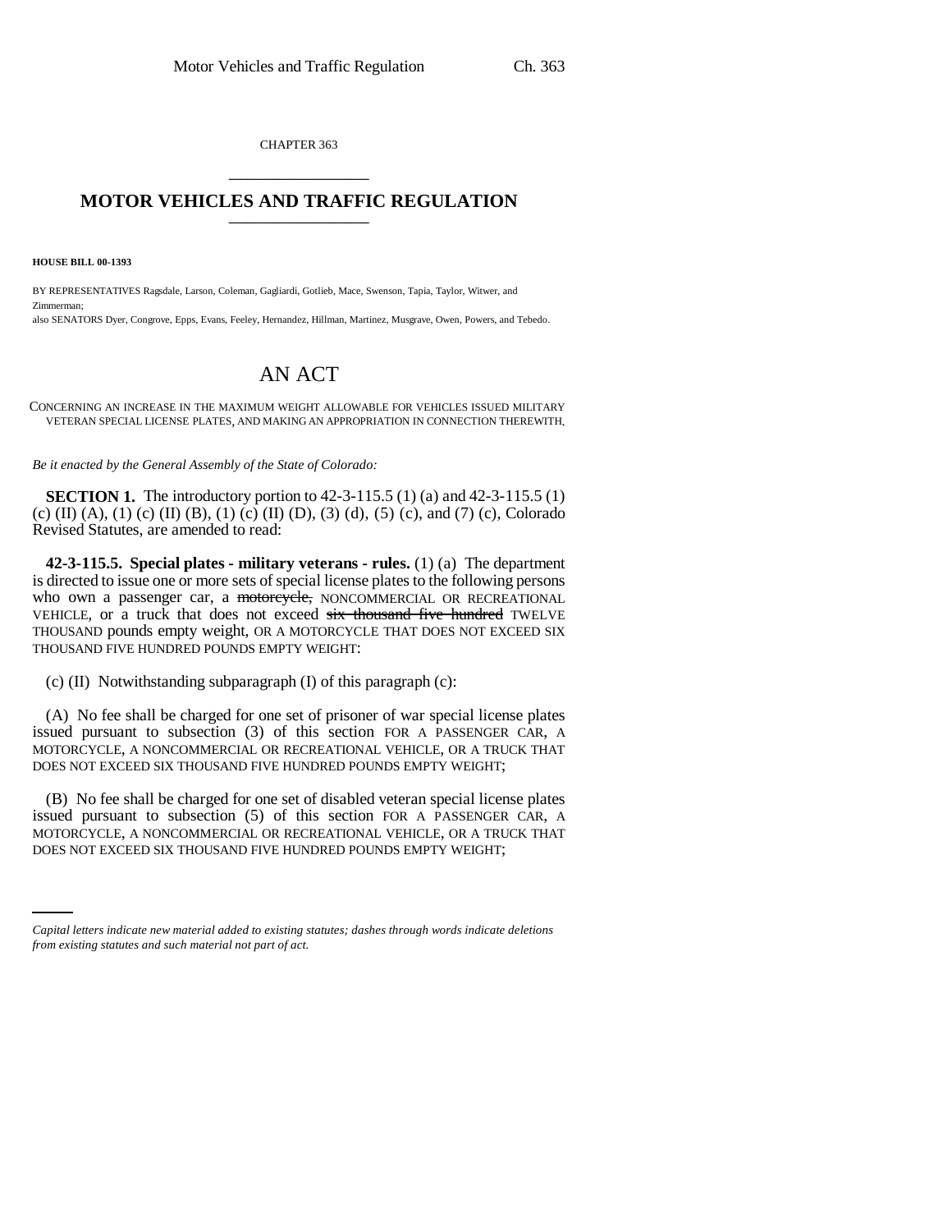CHAPTER 363

# MOTOR VEHICLES AND TRAFFIC REGULATION

**HOUSE BILL 00-1393**

BY REPRESENTATIVES Ragsdale, Larson, Coleman, Gagliardi, Gotlieb, Mace, Swenson, Tapia, Taylor, Witwer, and Zimmerman;
also SENATORS Dyer, Congrove, Epps, Evans, Feeley, Hernandez, Hillman, Martinez, Musgrave, Owen, Powers, and Tebedo.

## AN ACT

CONCERNING AN INCREASE IN THE MAXIMUM WEIGHT ALLOWABLE FOR VEHICLES ISSUED MILITARY VETERAN SPECIAL LICENSE PLATES, AND MAKING AN APPROPRIATION IN CONNECTION THEREWITH.

*Be it enacted by the General Assembly of the State of Colorado:*

**SECTION 1.** The introductory portion to 42-3-115.5 (1) (a) and 42-3-115.5 (1) (c) (II) (A), (1) (c) (II) (B), (1) (c) (II) (D), (3) (d), (5) (c), and (7) (c), Colorado Revised Statutes, are amended to read:

**42-3-115.5. Special plates - military veterans - rules.** (1) (a) The department is directed to issue one or more sets of special license plates to the following persons who own a passenger car, a ~~motorcycle,~~ NONCOMMERCIAL OR RECREATIONAL VEHICLE, or a truck that does not exceed ~~six thousand five hundred~~ TWELVE THOUSAND pounds empty weight, OR A MOTORCYCLE THAT DOES NOT EXCEED SIX THOUSAND FIVE HUNDRED POUNDS EMPTY WEIGHT:

(c) (II) Notwithstanding subparagraph (I) of this paragraph (c):

(A) No fee shall be charged for one set of prisoner of war special license plates issued pursuant to subsection (3) of this section FOR A PASSENGER CAR, A MOTORCYCLE, A NONCOMMERCIAL OR RECREATIONAL VEHICLE, OR A TRUCK THAT DOES NOT EXCEED SIX THOUSAND FIVE HUNDRED POUNDS EMPTY WEIGHT;

(B) No fee shall be charged for one set of disabled veteran special license plates issued pursuant to subsection (5) of this section FOR A PASSENGER CAR, A MOTORCYCLE, A NONCOMMERCIAL OR RECREATIONAL VEHICLE, OR A TRUCK THAT DOES NOT EXCEED SIX THOUSAND FIVE HUNDRED POUNDS EMPTY WEIGHT;

*Capital letters indicate new material added to existing statutes; dashes through words indicate deletions from existing statutes and such material not part of act.*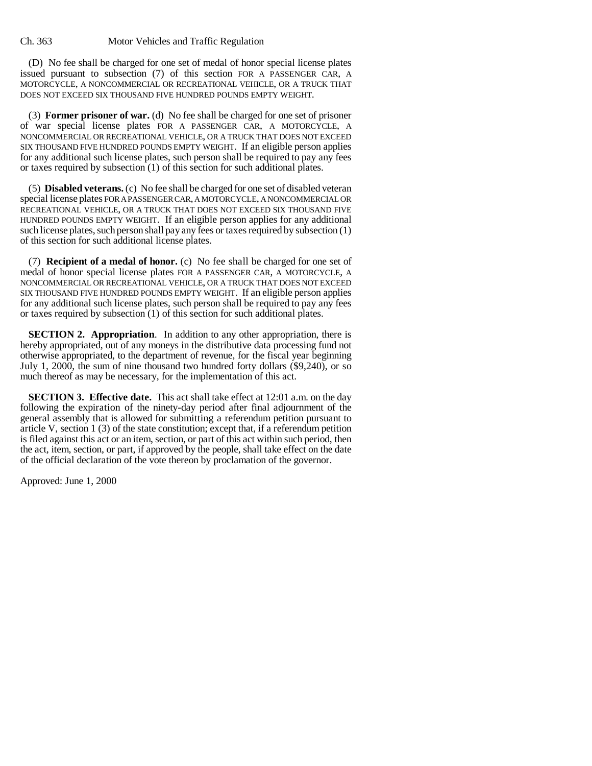(D) No fee shall be charged for one set of medal of honor special license plates issued pursuant to subsection (7) of this section FOR A PASSENGER CAR, A MOTORCYCLE, A NONCOMMERCIAL OR RECREATIONAL VEHICLE, OR A TRUCK THAT DOES NOT EXCEED SIX THOUSAND FIVE HUNDRED POUNDS EMPTY WEIGHT.

(3) **Former prisoner of war.** (d) No fee shall be charged for one set of prisoner of war special license plates FOR A PASSENGER CAR, A MOTORCYCLE, A NONCOMMERCIAL OR RECREATIONAL VEHICLE, OR A TRUCK THAT DOES NOT EXCEED SIX THOUSAND FIVE HUNDRED POUNDS EMPTY WEIGHT. If an eligible person applies for any additional such license plates, such person shall be required to pay any fees or taxes required by subsection (1) of this section for such additional plates.

(5) **Disabled veterans.** (c) No fee shall be charged for one set of disabled veteran special license plates FOR A PASSENGER CAR, A MOTORCYCLE, A NONCOMMERCIAL OR RECREATIONAL VEHICLE, OR A TRUCK THAT DOES NOT EXCEED SIX THOUSAND FIVE HUNDRED POUNDS EMPTY WEIGHT. If an eligible person applies for any additional such license plates, such person shall pay any fees or taxes required by subsection (1) of this section for such additional license plates.

(7) **Recipient of a medal of honor.** (c) No fee shall be charged for one set of medal of honor special license plates FOR A PASSENGER CAR, A MOTORCYCLE, A NONCOMMERCIAL OR RECREATIONAL VEHICLE, OR A TRUCK THAT DOES NOT EXCEED SIX THOUSAND FIVE HUNDRED POUNDS EMPTY WEIGHT. If an eligible person applies for any additional such license plates, such person shall be required to pay any fees or taxes required by subsection (1) of this section for such additional plates.

**SECTION 2. Appropriation**. In addition to any other appropriation, there is hereby appropriated, out of any moneys in the distributive data processing fund not otherwise appropriated, to the department of revenue, for the fiscal year beginning July 1, 2000, the sum of nine thousand two hundred forty dollars ($9,240), or so much thereof as may be necessary, for the implementation of this act.

**SECTION 3. Effective date.** This act shall take effect at 12:01 a.m. on the day following the expiration of the ninety-day period after final adjournment of the general assembly that is allowed for submitting a referendum petition pursuant to article V, section 1 (3) of the state constitution; except that, if a referendum petition is filed against this act or an item, section, or part of this act within such period, then the act, item, section, or part, if approved by the people, shall take effect on the date of the official declaration of the vote thereon by proclamation of the governor.

Approved: June 1, 2000